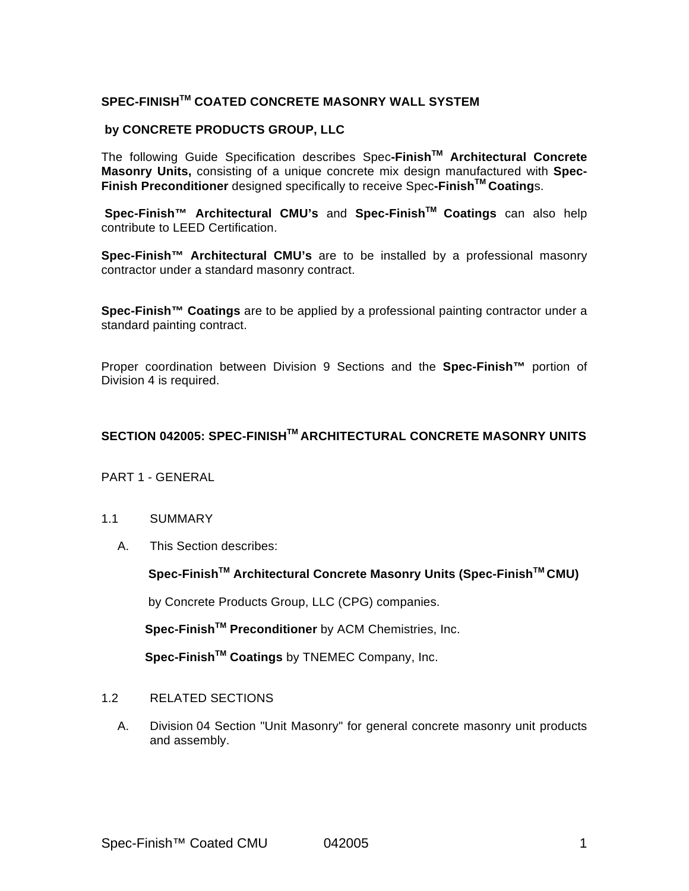# SPEC-FINISH™ COATED CONCRETE MASONRY WALL SYSTEM

**by CONCRETE PRODUCTS GROUP, LLC**

The following Guide Specification describes Spec-**Finish™ Architectural Concrete Masonry Units,** consisting of a unique concrete mix design manufactured with **Spec-Finish Preconditioner** designed specifically to receive Spec-**Finish™ Coating**s.

**Spec-Finish™ Architectural CMU's** and **Spec-Finish™ Coatings** can also help contribute to LEED Certification.

**Spec-Finish™ Architectural CMU's** are to be installed by a professional masonry contractor under a standard masonry contract.

**Spec-Finish™ Coatings** are to be applied by a professional painting contractor under a standard painting contract.

Proper coordination between Division 9 Sections and the **Spec-Finish™** portion of Division 4 is required.

## SECTION 042005: SPEC-FINISH™ ARCHITECTURAL CONCRETE MASONRY UNITS

### PART 1 - GENERAL

1.1 SUMMARY

A. This Section describes:

**Spec-Finish™ Architectural Concrete Masonry Units (Spec-Finish™ CMU)**

by Concrete Products Group, LLC (CPG) companies.

**Spec-Finish™ Preconditioner** by ACM Chemistries, Inc.

**Spec-Finish™ Coatings** by TNEMEC Company, Inc.

1.2 RELATED SECTIONS

A. Division 04 Section "Unit Masonry" for general concrete masonry unit products and assembly.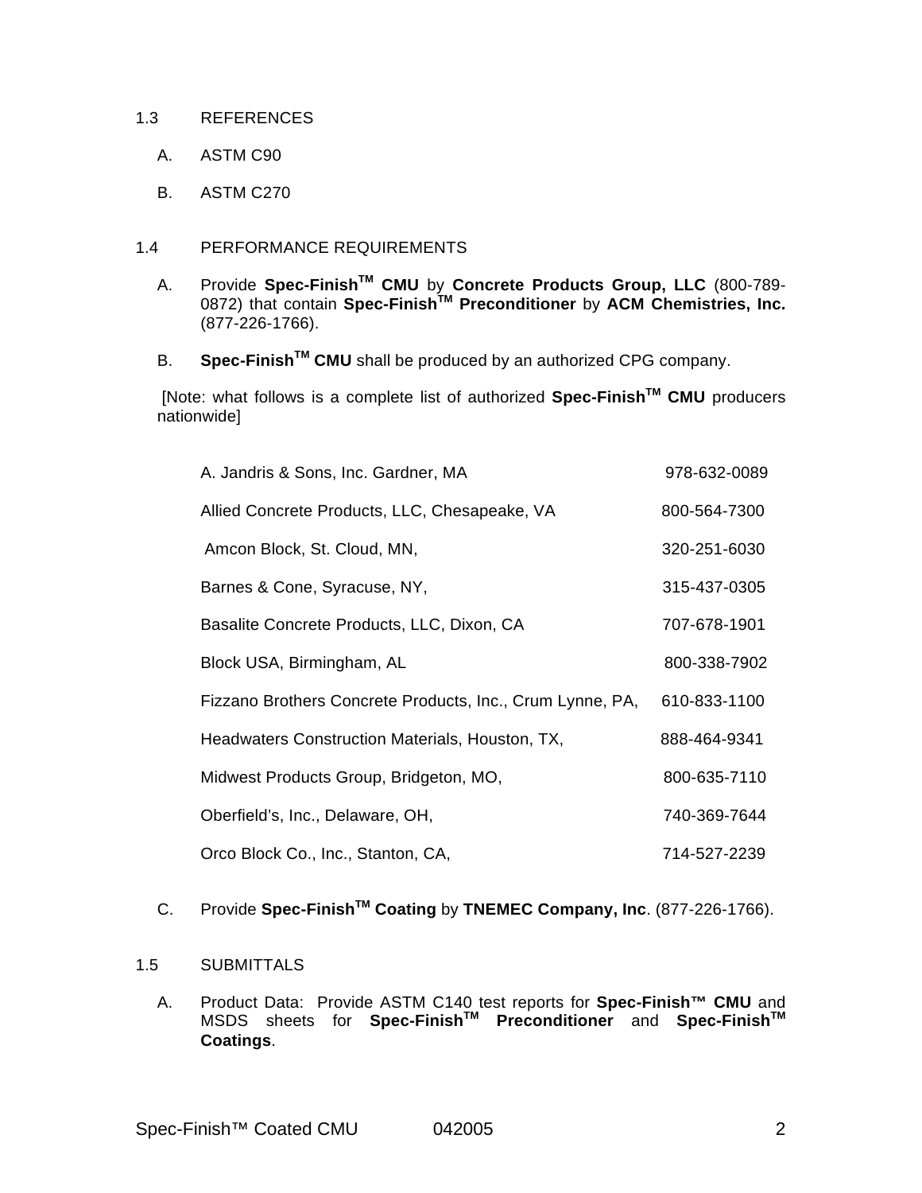1.3 REFERENCES

A. ASTM C90

B. ASTM C270

1.4 PERFORMANCE REQUIREMENTS

A. Provide **Spec-Finish[TM] CMU** by **Concrete Products Group, LLC** (800-789-0872) that contain **Spec-Finish[TM] Preconditioner** by **ACM Chemistries, Inc.** (877-226-1766).

B. **Spec-Finish[TM] CMU** shall be produced by an authorized CPG company.

[Note: what follows is a complete list of authorized **Spec-Finish[TM] CMU** producers nationwide]

| | |
|---|---|
| A. Jandris & Sons, Inc. Gardner, MA | 978-632-0089 |
| Allied Concrete Products, LLC, Chesapeake, VA | 800-564-7300 |
| Amcon Block, St. Cloud, MN, | 320-251-6030 |
| Barnes & Cone, Syracuse, NY, | 315-437-0305 |
| Basalite Concrete Products, LLC, Dixon, CA | 707-678-1901 |
| Block USA, Birmingham, AL | 800-338-7902 |
| Fizzano Brothers Concrete Products, Inc., Crum Lynne, PA, | 610-833-1100 |
| Headwaters Construction Materials, Houston, TX, | 888-464-9341 |
| Midwest Products Group, Bridgeton, MO, | 800-635-7110 |
| Oberfield's, Inc., Delaware, OH, | 740-369-7644 |
| Orco Block Co., Inc., Stanton, CA, | 714-527-2239 |

C. Provide **Spec-Finish[TM] Coating** by **TNEMEC Company, Inc**. (877-226-1766).

1.5 SUBMITTALS

A. Product Data: Provide ASTM C140 test reports for **Spec-Finish™ CMU** and MSDS sheets for **Spec-Finish[TM] Preconditioner** and **Spec-Finish[TM] Coatings**.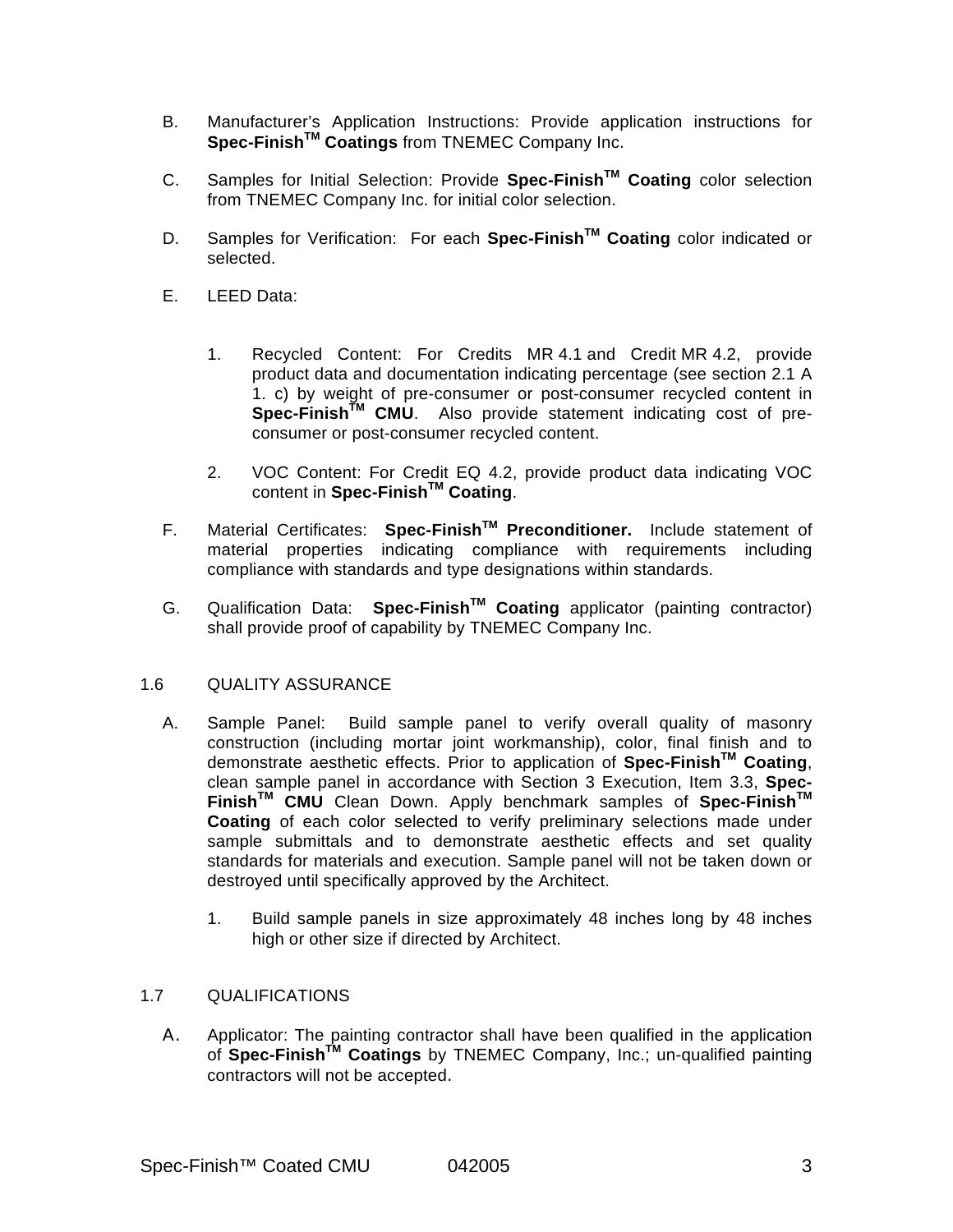B. Manufacturer's Application Instructions: Provide application instructions for **Spec-Finish™ Coatings** from TNEMEC Company Inc.

C. Samples for Initial Selection: Provide **Spec-Finish™ Coating** color selection from TNEMEC Company Inc. for initial color selection.

D. Samples for Verification: For each **Spec-Finish™ Coating** color indicated or selected.

E. LEED Data:

   1. Recycled Content: For Credits MR 4.1 and Credit MR 4.2, provide product data and documentation indicating percentage (see section 2.1 A 1. c) by weight of pre-consumer or post-consumer recycled content in **Spec-Finish™ CMU**. Also provide statement indicating cost of pre-consumer or post-consumer recycled content.

   2. VOC Content: For Credit EQ 4.2, provide product data indicating VOC content in **Spec-Finish™ Coating**.

F. Material Certificates: **Spec-Finish™ Preconditioner.** Include statement of material properties indicating compliance with requirements including compliance with standards and type designations within standards.

G. Qualification Data: **Spec-Finish™ Coating** applicator (painting contractor) shall provide proof of capability by TNEMEC Company Inc.

## 1.6 QUALITY ASSURANCE

A. Sample Panel: Build sample panel to verify overall quality of masonry construction (including mortar joint workmanship), color, final finish and to demonstrate aesthetic effects. Prior to application of **Spec-Finish™ Coating**, clean sample panel in accordance with Section 3 Execution, Item 3.3, **Spec-Finish™ CMU** Clean Down. Apply benchmark samples of **Spec-Finish™ Coating** of each color selected to verify preliminary selections made under sample submittals and to demonstrate aesthetic effects and set quality standards for materials and execution. Sample panel will not be taken down or destroyed until specifically approved by the Architect.

   1. Build sample panels in size approximately 48 inches long by 48 inches high or other size if directed by Architect.

## 1.7 QUALIFICATIONS

A. Applicator: The painting contractor shall have been qualified in the application of **Spec-Finish™ Coatings** by TNEMEC Company, Inc.; un-qualified painting contractors will not be accepted.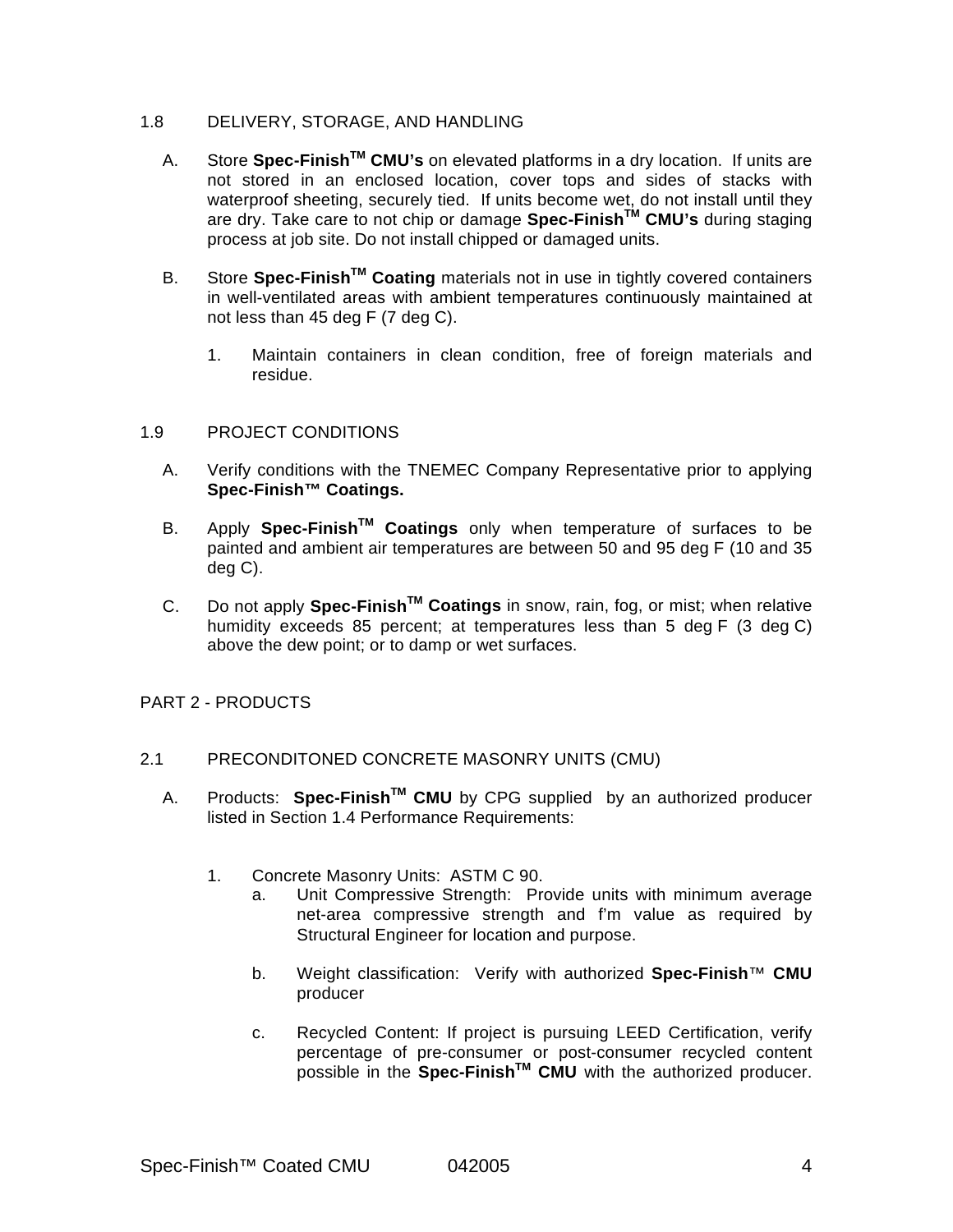1.8 DELIVERY, STORAGE, AND HANDLING

A. Store **Spec-Finish™ CMU's** on elevated platforms in a dry location. If units are not stored in an enclosed location, cover tops and sides of stacks with waterproof sheeting, securely tied. If units become wet, do not install until they are dry. Take care to not chip or damage **Spec-Finish™ CMU's** during staging process at job site. Do not install chipped or damaged units.

B. Store **Spec-Finish™ Coating** materials not in use in tightly covered containers in well-ventilated areas with ambient temperatures continuously maintained at not less than 45 deg F (7 deg C).

1. Maintain containers in clean condition, free of foreign materials and residue.

1.9 PROJECT CONDITIONS

A. Verify conditions with the TNEMEC Company Representative prior to applying **Spec-Finish™ Coatings.**

B. Apply **Spec-Finish™ Coatings** only when temperature of surfaces to be painted and ambient air temperatures are between 50 and 95 deg F (10 and 35 deg C).

C. Do not apply **Spec-Finish™ Coatings** in snow, rain, fog, or mist; when relative humidity exceeds 85 percent; at temperatures less than 5 deg F (3 deg C) above the dew point; or to damp or wet surfaces.

PART 2 - PRODUCTS

2.1 PRECONDITONED CONCRETE MASONRY UNITS (CMU)

A. Products: **Spec-Finish™ CMU** by CPG supplied by an authorized producer listed in Section 1.4 Performance Requirements:

1. Concrete Masonry Units: ASTM C 90.
   a. Unit Compressive Strength: Provide units with minimum average net-area compressive strength and f'm value as required by Structural Engineer for location and purpose.

   b. Weight classification: Verify with authorized **Spec-Finish™ CMU** producer

   c. Recycled Content: If project is pursuing LEED Certification, verify percentage of pre-consumer or post-consumer recycled content possible in the **Spec-Finish™ CMU** with the authorized producer.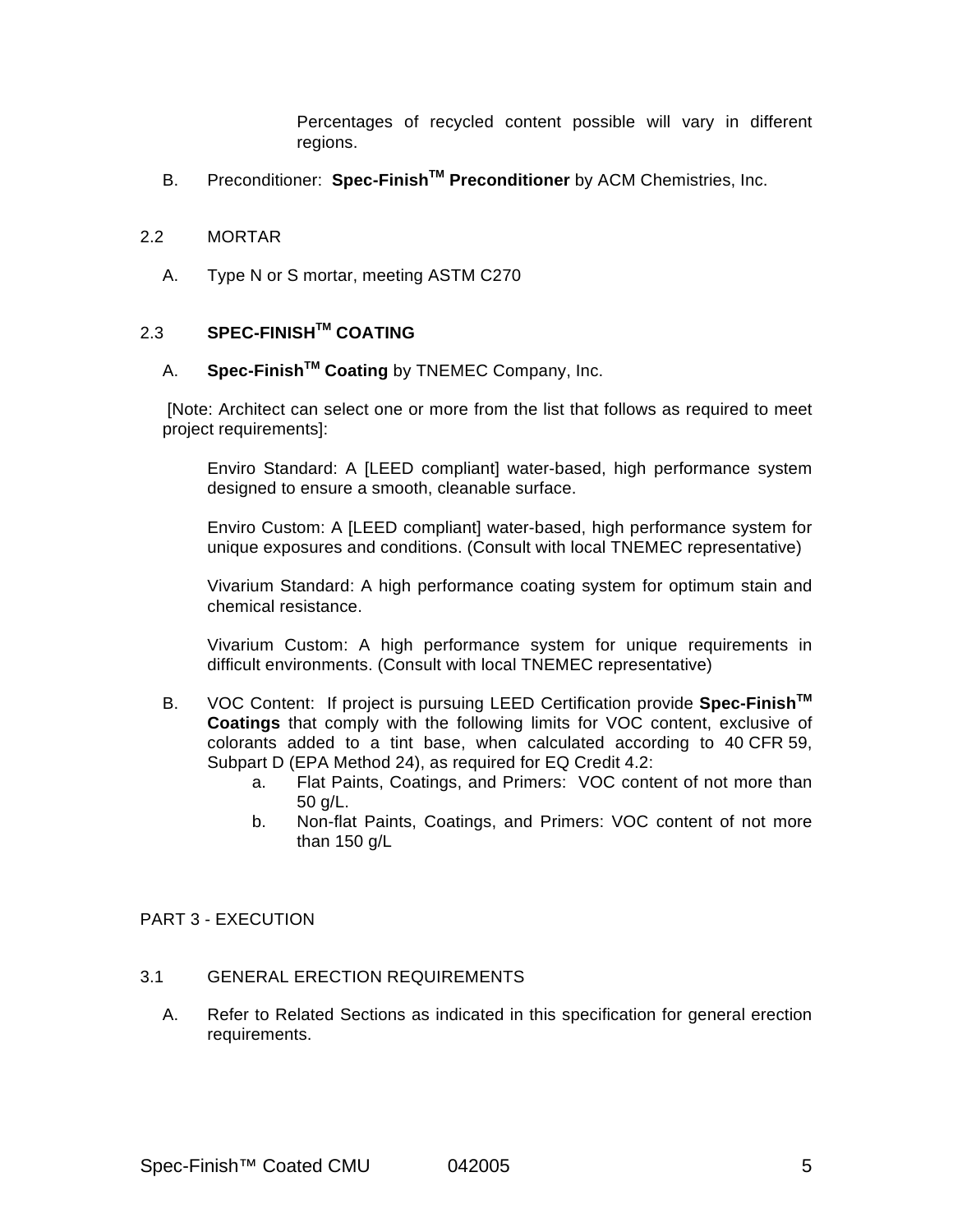Percentages of recycled content possible will vary in different regions.

B. Preconditioner: **Spec-Finish™ Preconditioner** by ACM Chemistries, Inc.

2.2 MORTAR

A. Type N or S mortar, meeting ASTM C270

2.3 **SPEC-FINISH™ COATING**

A. **Spec-Finish™ Coating** by TNEMEC Company, Inc.

[Note: Architect can select one or more from the list that follows as required to meet project requirements]:

Enviro Standard: A [LEED compliant] water-based, high performance system designed to ensure a smooth, cleanable surface.

Enviro Custom: A [LEED compliant] water-based, high performance system for unique exposures and conditions. (Consult with local TNEMEC representative)

Vivarium Standard: A high performance coating system for optimum stain and chemical resistance.

Vivarium Custom: A high performance system for unique requirements in difficult environments. (Consult with local TNEMEC representative)

B. VOC Content: If project is pursuing LEED Certification provide **Spec-Finish™ Coatings** that comply with the following limits for VOC content, exclusive of colorants added to a tint base, when calculated according to 40 CFR 59, Subpart D (EPA Method 24), as required for EQ Credit 4.2:

   a. Flat Paints, Coatings, and Primers: VOC content of not more than 50 g/L.
   
   b. Non-flat Paints, Coatings, and Primers: VOC content of not more than 150 g/L

PART 3 - EXECUTION

3.1 GENERAL ERECTION REQUIREMENTS

A. Refer to Related Sections as indicated in this specification for general erection requirements.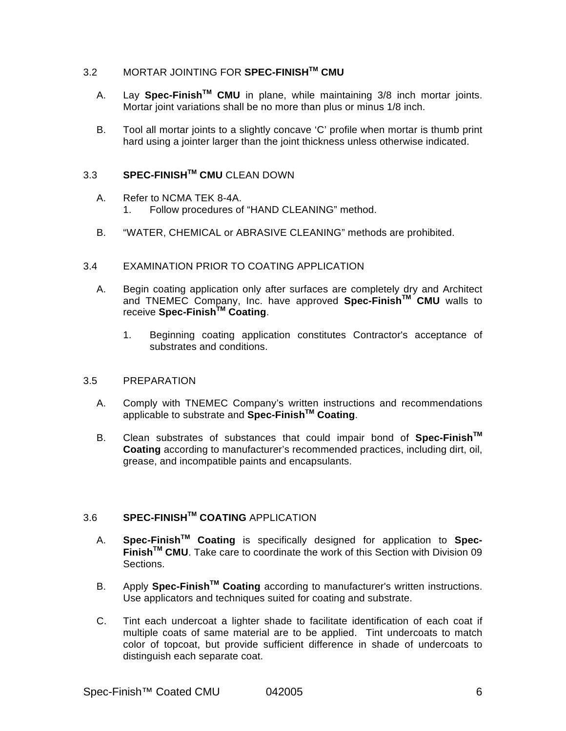### 3.2 MORTAR JOINTING FOR **SPEC-FINISH™ CMU**

A. Lay **Spec-Finish™ CMU** in plane, while maintaining 3/8 inch mortar joints. Mortar joint variations shall be no more than plus or minus 1/8 inch.

B. Tool all mortar joints to a slightly concave 'C' profile when mortar is thumb print hard using a jointer larger than the joint thickness unless otherwise indicated.

### 3.3 **SPEC-FINISH™ CMU** CLEAN DOWN

A. Refer to NCMA TEK 8-4A.
   1. Follow procedures of "HAND CLEANING" method.

B. "WATER, CHEMICAL or ABRASIVE CLEANING" methods are prohibited.

### 3.4 EXAMINATION PRIOR TO COATING APPLICATION

A. Begin coating application only after surfaces are completely dry and Architect and TNEMEC Company, Inc. have approved **Spec-Finish™ CMU** walls to receive **Spec-Finish™ Coating**.

   1. Beginning coating application constitutes Contractor's acceptance of substrates and conditions.

### 3.5 PREPARATION

A. Comply with TNEMEC Company's written instructions and recommendations applicable to substrate and **Spec-Finish™ Coating**.

B. Clean substrates of substances that could impair bond of **Spec-Finish™ Coating** according to manufacturer's recommended practices, including dirt, oil, grease, and incompatible paints and encapsulants.

### 3.6 **SPEC-FINISH™ COATING** APPLICATION

A. **Spec-Finish™ Coating** is specifically designed for application to **Spec-Finish™ CMU**. Take care to coordinate the work of this Section with Division 09 Sections.

B. Apply **Spec-Finish™ Coating** according to manufacturer's written instructions. Use applicators and techniques suited for coating and substrate.

C. Tint each undercoat a lighter shade to facilitate identification of each coat if multiple coats of same material are to be applied. Tint undercoats to match color of topcoat, but provide sufficient difference in shade of undercoats to distinguish each separate coat.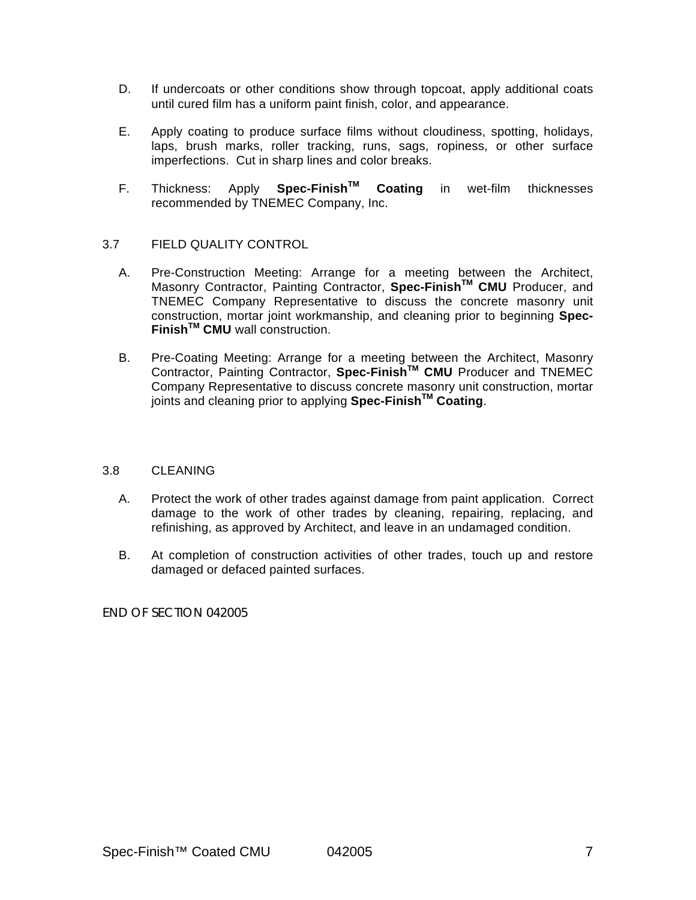D. If undercoats or other conditions show through topcoat, apply additional coats until cured film has a uniform paint finish, color, and appearance.

E. Apply coating to produce surface films without cloudiness, spotting, holidays, laps, brush marks, roller tracking, runs, sags, ropiness, or other surface imperfections. Cut in sharp lines and color breaks.

F. Thickness: Apply **Spec-Finish™ Coating** in wet-film thicknesses recommended by TNEMEC Company, Inc.

3.7 FIELD QUALITY CONTROL

A. Pre-Construction Meeting: Arrange for a meeting between the Architect, Masonry Contractor, Painting Contractor, **Spec-Finish™ CMU** Producer, and TNEMEC Company Representative to discuss the concrete masonry unit construction, mortar joint workmanship, and cleaning prior to beginning **Spec-Finish™ CMU** wall construction.

B. Pre-Coating Meeting: Arrange for a meeting between the Architect, Masonry Contractor, Painting Contractor, **Spec-Finish™ CMU** Producer and TNEMEC Company Representative to discuss concrete masonry unit construction, mortar joints and cleaning prior to applying **Spec-Finish™ Coating**.

3.8 CLEANING

A. Protect the work of other trades against damage from paint application. Correct damage to the work of other trades by cleaning, repairing, replacing, and refinishing, as approved by Architect, and leave in an undamaged condition.

B. At completion of construction activities of other trades, touch up and restore damaged or defaced painted surfaces.

END OF SECTION 042005